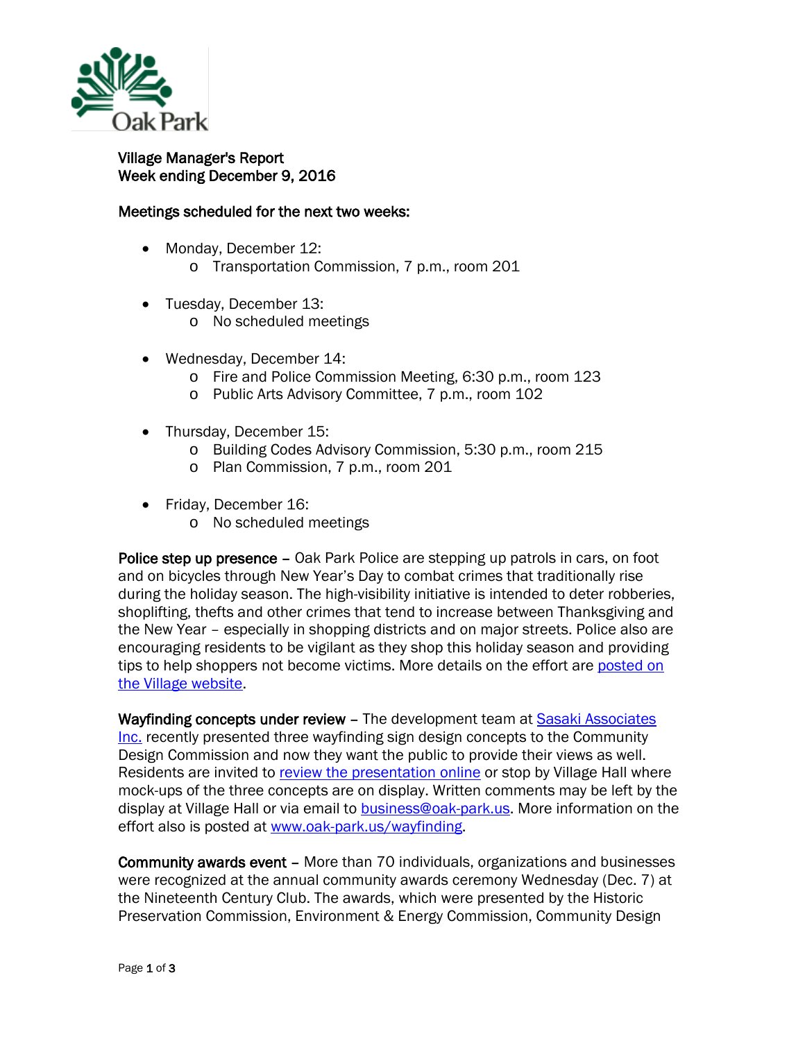**Village Manager's Report**
**Week ending December 9, 2016**

**Meetings scheduled for the next two weeks:**

- Monday, December 12:
  - Transportation Commission, 7 p.m., room 201
- Tuesday, December 13:
  - No scheduled meetings
- Wednesday, December 14:
  - Fire and Police Commission Meeting, 6:30 p.m., room 123
  - Public Arts Advisory Committee, 7 p.m., room 102
- Thursday, December 15:
  - Building Codes Advisory Commission, 5:30 p.m., room 215
  - Plan Commission, 7 p.m., room 201
- Friday, December 16:
  - No scheduled meetings

**Police step up presence** – Oak Park Police are stepping up patrols in cars, on foot and on bicycles through New Year's Day to combat crimes that traditionally rise during the holiday season. The high-visibility initiative is intended to deter robberies, shoplifting, thefts and other crimes that tend to increase between Thanksgiving and the New Year – especially in shopping districts and on major streets. Police also are encouraging residents to be vigilant as they shop this holiday season and providing tips to help shoppers not become victims. More details on the effort are posted on the Village website.

**Wayfinding concepts under review** – The development team at Sasaki Associates Inc. recently presented three wayfinding sign design concepts to the Community Design Commission and now they want the public to provide their views as well. Residents are invited to review the presentation online or stop by Village Hall where mock-ups of the three concepts are on display. Written comments may be left by the display at Village Hall or via email to business@oak-park.us. More information on the effort also is posted at www.oak-park.us/wayfinding.

**Community awards event** – More than 70 individuals, organizations and businesses were recognized at the annual community awards ceremony Wednesday (Dec. 7) at the Nineteenth Century Club. The awards, which were presented by the Historic Preservation Commission, Environment & Energy Commission, Community Design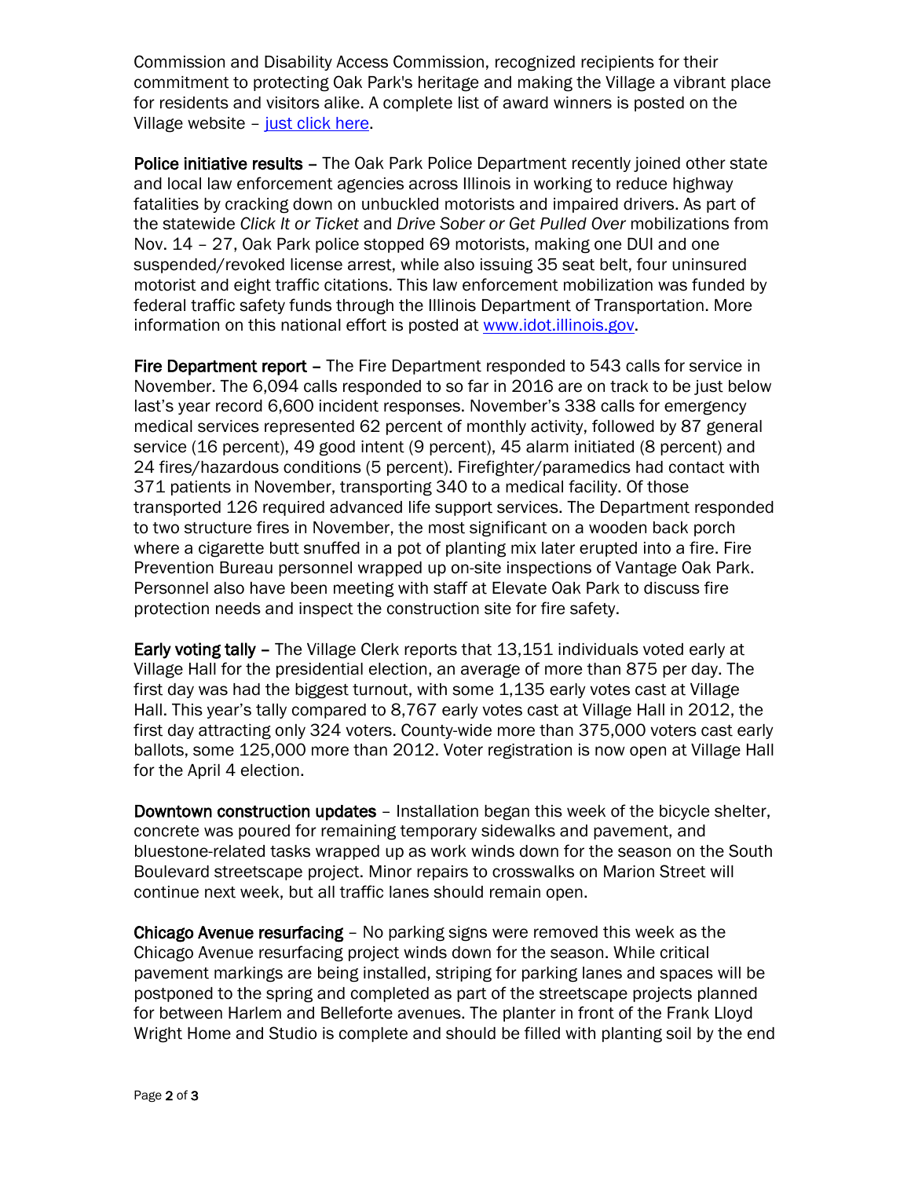Commission and Disability Access Commission, recognized recipients for their commitment to protecting Oak Park's heritage and making the Village a vibrant place for residents and visitors alike. A complete list of award winners is posted on the Village website – [just click here](#).

**Police initiative results** – The Oak Park Police Department recently joined other state and local law enforcement agencies across Illinois in working to reduce highway fatalities by cracking down on unbuckled motorists and impaired drivers. As part of the statewide *Click It or Ticket* and *Drive Sober or Get Pulled Over* mobilizations from Nov. 14 – 27, Oak Park police stopped 69 motorists, making one DUI and one suspended/revoked license arrest, while also issuing 35 seat belt, four uninsured motorist and eight traffic citations. This law enforcement mobilization was funded by federal traffic safety funds through the Illinois Department of Transportation. More information on this national effort is posted at [www.idot.illinois.gov](http://www.idot.illinois.gov).

**Fire Department report** – The Fire Department responded to 543 calls for service in November. The 6,094 calls responded to so far in 2016 are on track to be just below last's year record 6,600 incident responses. November's 338 calls for emergency medical services represented 62 percent of monthly activity, followed by 87 general service (16 percent), 49 good intent (9 percent), 45 alarm initiated (8 percent) and 24 fires/hazardous conditions (5 percent). Firefighter/paramedics had contact with 371 patients in November, transporting 340 to a medical facility. Of those transported 126 required advanced life support services. The Department responded to two structure fires in November, the most significant on a wooden back porch where a cigarette butt snuffed in a pot of planting mix later erupted into a fire. Fire Prevention Bureau personnel wrapped up on-site inspections of Vantage Oak Park. Personnel also have been meeting with staff at Elevate Oak Park to discuss fire protection needs and inspect the construction site for fire safety.

**Early voting tally** – The Village Clerk reports that 13,151 individuals voted early at Village Hall for the presidential election, an average of more than 875 per day. The first day was had the biggest turnout, with some 1,135 early votes cast at Village Hall. This year's tally compared to 8,767 early votes cast at Village Hall in 2012, the first day attracting only 324 voters. County-wide more than 375,000 voters cast early ballots, some 125,000 more than 2012. Voter registration is now open at Village Hall for the April 4 election.

**Downtown construction updates** – Installation began this week of the bicycle shelter, concrete was poured for remaining temporary sidewalks and pavement, and bluestone-related tasks wrapped up as work winds down for the season on the South Boulevard streetscape project. Minor repairs to crosswalks on Marion Street will continue next week, but all traffic lanes should remain open.

**Chicago Avenue resurfacing** – No parking signs were removed this week as the Chicago Avenue resurfacing project winds down for the season. While critical pavement markings are being installed, striping for parking lanes and spaces will be postponed to the spring and completed as part of the streetscape projects planned for between Harlem and Belleforte avenues. The planter in front of the Frank Lloyd Wright Home and Studio is complete and should be filled with planting soil by the end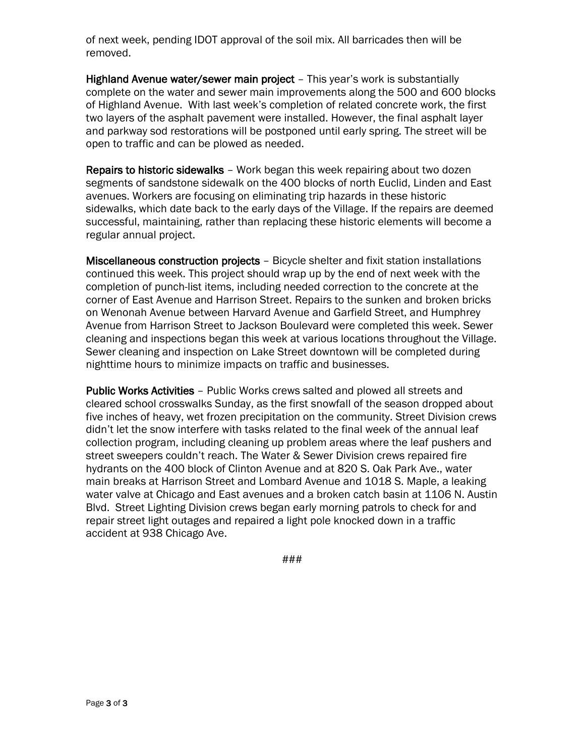of next week, pending IDOT approval of the soil mix. All barricades then will be removed.

**Highland Avenue water/sewer main project** – This year's work is substantially complete on the water and sewer main improvements along the 500 and 600 blocks of Highland Avenue. With last week's completion of related concrete work, the first two layers of the asphalt pavement were installed. However, the final asphalt layer and parkway sod restorations will be postponed until early spring. The street will be open to traffic and can be plowed as needed.

**Repairs to historic sidewalks** – Work began this week repairing about two dozen segments of sandstone sidewalk on the 400 blocks of north Euclid, Linden and East avenues. Workers are focusing on eliminating trip hazards in these historic sidewalks, which date back to the early days of the Village. If the repairs are deemed successful, maintaining, rather than replacing these historic elements will become a regular annual project.

**Miscellaneous construction projects** – Bicycle shelter and fixit station installations continued this week. This project should wrap up by the end of next week with the completion of punch-list items, including needed correction to the concrete at the corner of East Avenue and Harrison Street. Repairs to the sunken and broken bricks on Wenonah Avenue between Harvard Avenue and Garfield Street, and Humphrey Avenue from Harrison Street to Jackson Boulevard were completed this week. Sewer cleaning and inspections began this week at various locations throughout the Village. Sewer cleaning and inspection on Lake Street downtown will be completed during nighttime hours to minimize impacts on traffic and businesses.

**Public Works Activities** – Public Works crews salted and plowed all streets and cleared school crosswalks Sunday, as the first snowfall of the season dropped about five inches of heavy, wet frozen precipitation on the community. Street Division crews didn't let the snow interfere with tasks related to the final week of the annual leaf collection program, including cleaning up problem areas where the leaf pushers and street sweepers couldn't reach. The Water & Sewer Division crews repaired fire hydrants on the 400 block of Clinton Avenue and at 820 S. Oak Park Ave., water main breaks at Harrison Street and Lombard Avenue and 1018 S. Maple, a leaking water valve at Chicago and East avenues and a broken catch basin at 1106 N. Austin Blvd. Street Lighting Division crews began early morning patrols to check for and repair street light outages and repaired a light pole knocked down in a traffic accident at 938 Chicago Ave.

###